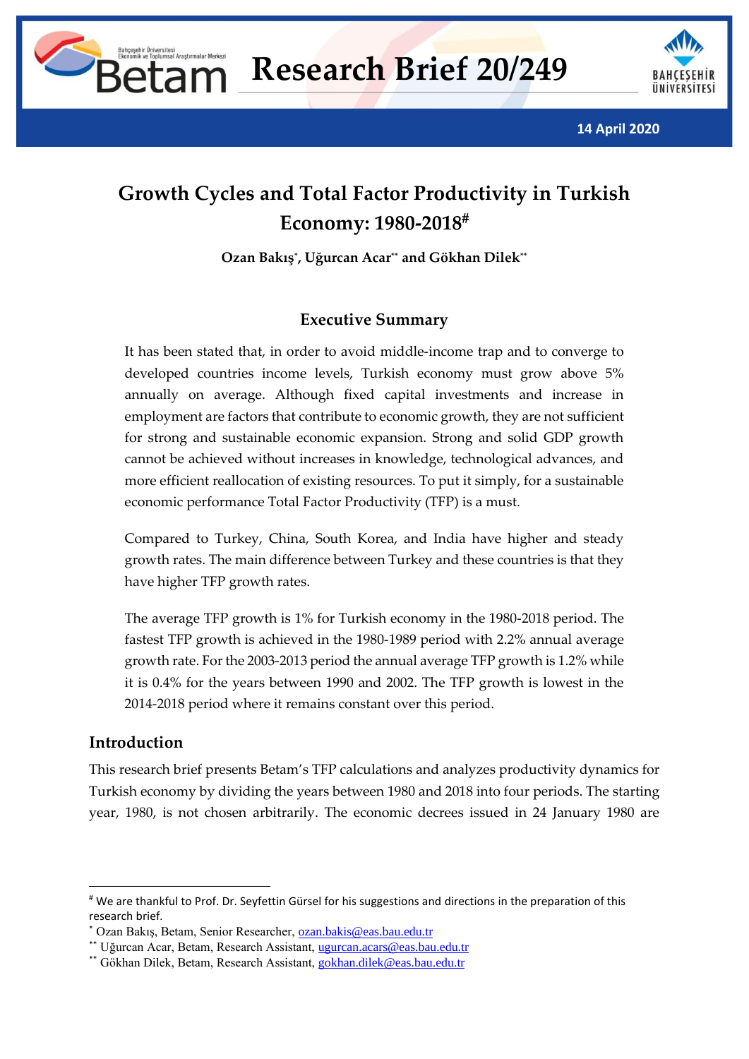Research Brief 20/249

14 April 2020

# Growth Cycles and Total Factor Productivity in Turkish Economy: 1980-2018#

**Ozan Bakış*, Uğurcan Acar** and Gökhan Dilek****

## Executive Summary

It has been stated that, in order to avoid middle-income trap and to converge to developed countries income levels, Turkish economy must grow above 5% annually on average. Although fixed capital investments and increase in employment are factors that contribute to economic growth, they are not sufficient for strong and sustainable economic expansion. Strong and solid GDP growth cannot be achieved without increases in knowledge, technological advances, and more efficient reallocation of existing resources. To put it simply, for a sustainable economic performance Total Factor Productivity (TFP) is a must.

Compared to Turkey, China, South Korea, and India have higher and steady growth rates. The main difference between Turkey and these countries is that they have higher TFP growth rates.

The average TFP growth is 1% for Turkish economy in the 1980-2018 period. The fastest TFP growth is achieved in the 1980-1989 period with 2.2% annual average growth rate. For the 2003-2013 period the annual average TFP growth is 1.2% while it is 0.4% for the years between 1990 and 2002. The TFP growth is lowest in the 2014-2018 period where it remains constant over this period.

## Introduction

This research brief presents Betam's TFP calculations and analyzes productivity dynamics for Turkish economy by dividing the years between 1980 and 2018 into four periods. The starting year, 1980, is not chosen arbitrarily. The economic decrees issued in 24 January 1980 are

---

# We are thankful to Prof. Dr. Seyfettin Gürsel for his suggestions and directions in the preparation of this research brief.

* Ozan Bakış, Betam, Senior Researcher, ozan.bakis@eas.bau.edu.tr

** Uğurcan Acar, Betam, Research Assistant, ugurcan.acars@eas.bau.edu.tr

** Gökhan Dilek, Betam, Research Assistant, gokhan.dilek@eas.bau.edu.tr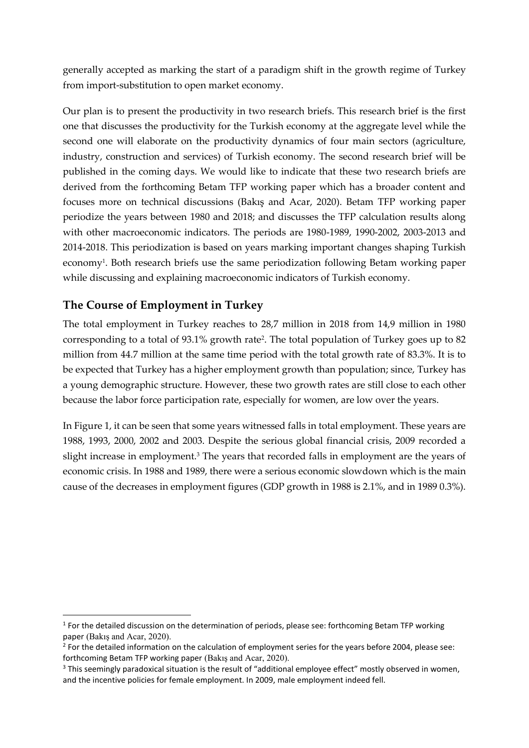generally accepted as marking the start of a paradigm shift in the growth regime of Turkey from import-substitution to open market economy.

Our plan is to present the productivity in two research briefs. This research brief is the first one that discusses the productivity for the Turkish economy at the aggregate level while the second one will elaborate on the productivity dynamics of four main sectors (agriculture, industry, construction and services) of Turkish economy. The second research brief will be published in the coming days. We would like to indicate that these two research briefs are derived from the forthcoming Betam TFP working paper which has a broader content and focuses more on technical discussions (Bakış and Acar, 2020). Betam TFP working paper periodize the years between 1980 and 2018; and discusses the TFP calculation results along with other macroeconomic indicators. The periods are 1980-1989, 1990-2002, 2003-2013 and 2014-2018. This periodization is based on years marking important changes shaping Turkish economy[1]. Both research briefs use the same periodization following Betam working paper while discussing and explaining macroeconomic indicators of Turkish economy.

## The Course of Employment in Turkey

The total employment in Turkey reaches to 28,7 million in 2018 from 14,9 million in 1980 corresponding to a total of 93.1% growth rate[2]. The total population of Turkey goes up to 82 million from 44.7 million at the same time period with the total growth rate of 83.3%. It is to be expected that Turkey has a higher employment growth than population; since, Turkey has a young demographic structure. However, these two growth rates are still close to each other because the labor force participation rate, especially for women, are low over the years.

In Figure 1, it can be seen that some years witnessed falls in total employment. These years are 1988, 1993, 2000, 2002 and 2003. Despite the serious global financial crisis, 2009 recorded a slight increase in employment.[3] The years that recorded falls in employment are the years of economic crisis. In 1988 and 1989, there were a serious economic slowdown which is the main cause of the decreases in employment figures (GDP growth in 1988 is 2.1%, and in 1989 0.3%).

---

[1] For the detailed discussion on the determination of periods, please see: forthcoming Betam TFP working paper (Bakış and Acar, 2020).

[2] For the detailed information on the calculation of employment series for the years before 2004, please see: forthcoming Betam TFP working paper (Bakış and Acar, 2020).

[3] This seemingly paradoxical situation is the result of "additional employee effect" mostly observed in women, and the incentive policies for female employment. In 2009, male employment indeed fell.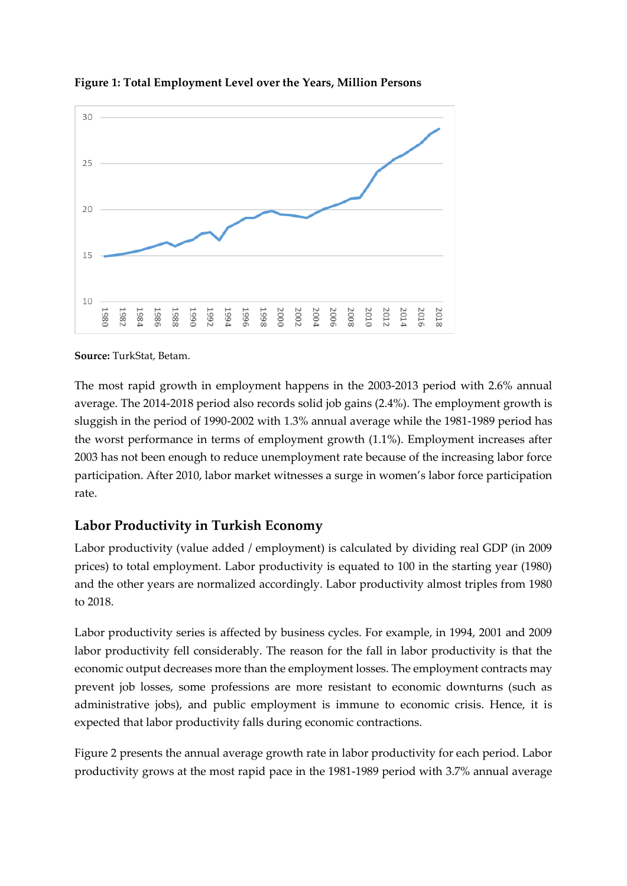**Figure 1: Total Employment Level over the Years, Million Persons**

**Source:** TurkStat, Betam.

The most rapid growth in employment happens in the 2003-2013 period with 2.6% annual average. The 2014-2018 period also records solid job gains (2.4%). The employment growth is sluggish in the period of 1990-2002 with 1.3% annual average while the 1981-1989 period has the worst performance in terms of employment growth (1.1%). Employment increases after 2003 has not been enough to reduce unemployment rate because of the increasing labor force participation. After 2010, labor market witnesses a surge in women's labor force participation rate.

## Labor Productivity in Turkish Economy

Labor productivity (value added / employment) is calculated by dividing real GDP (in 2009 prices) to total employment. Labor productivity is equated to 100 in the starting year (1980) and the other years are normalized accordingly. Labor productivity almost triples from 1980 to 2018.

Labor productivity series is affected by business cycles. For example, in 1994, 2001 and 2009 labor productivity fell considerably. The reason for the fall in labor productivity is that the economic output decreases more than the employment losses. The employment contracts may prevent job losses, some professions are more resistant to economic downturns (such as administrative jobs), and public employment is immune to economic crisis. Hence, it is expected that labor productivity falls during economic contractions.

Figure 2 presents the annual average growth rate in labor productivity for each period. Labor productivity grows at the most rapid pace in the 1981-1989 period with 3.7% annual average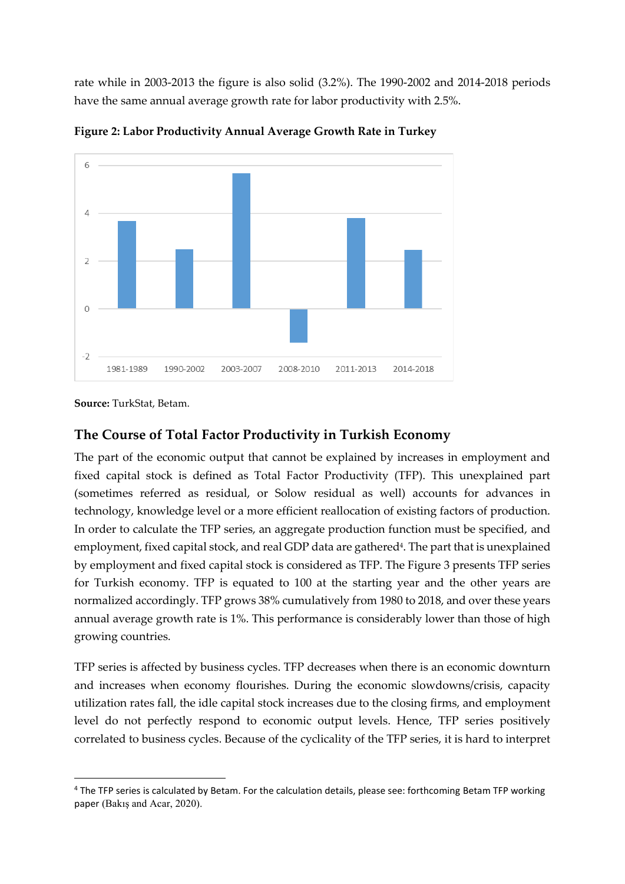rate while in 2003-2013 the figure is also solid (3.2%). The 1990-2002 and 2014-2018 periods have the same annual average growth rate for labor productivity with 2.5%.

**Figure 2: Labor Productivity Annual Average Growth Rate in Turkey**

**Source:** TurkStat, Betam.

## The Course of Total Factor Productivity in Turkish Economy

The part of the economic output that cannot be explained by increases in employment and fixed capital stock is defined as Total Factor Productivity (TFP). This unexplained part (sometimes referred as residual, or Solow residual as well) accounts for advances in technology, knowledge level or a more efficient reallocation of existing factors of production. In order to calculate the TFP series, an aggregate production function must be specified, and employment, fixed capital stock, and real GDP data are gathered[4]. The part that is unexplained by employment and fixed capital stock is considered as TFP. The Figure 3 presents TFP series for Turkish economy. TFP is equated to 100 at the starting year and the other years are normalized accordingly. TFP grows 38% cumulatively from 1980 to 2018, and over these years annual average growth rate is 1%. This performance is considerably lower than those of high growing countries.

TFP series is affected by business cycles. TFP decreases when there is an economic downturn and increases when economy flourishes. During the economic slowdowns/crisis, capacity utilization rates fall, the idle capital stock increases due to the closing firms, and employment level do not perfectly respond to economic output levels. Hence, TFP series positively correlated to business cycles. Because of the cyclicality of the TFP series, it is hard to interpret

[4] The TFP series is calculated by Betam. For the calculation details, please see: forthcoming Betam TFP working paper (Bakış and Acar, 2020).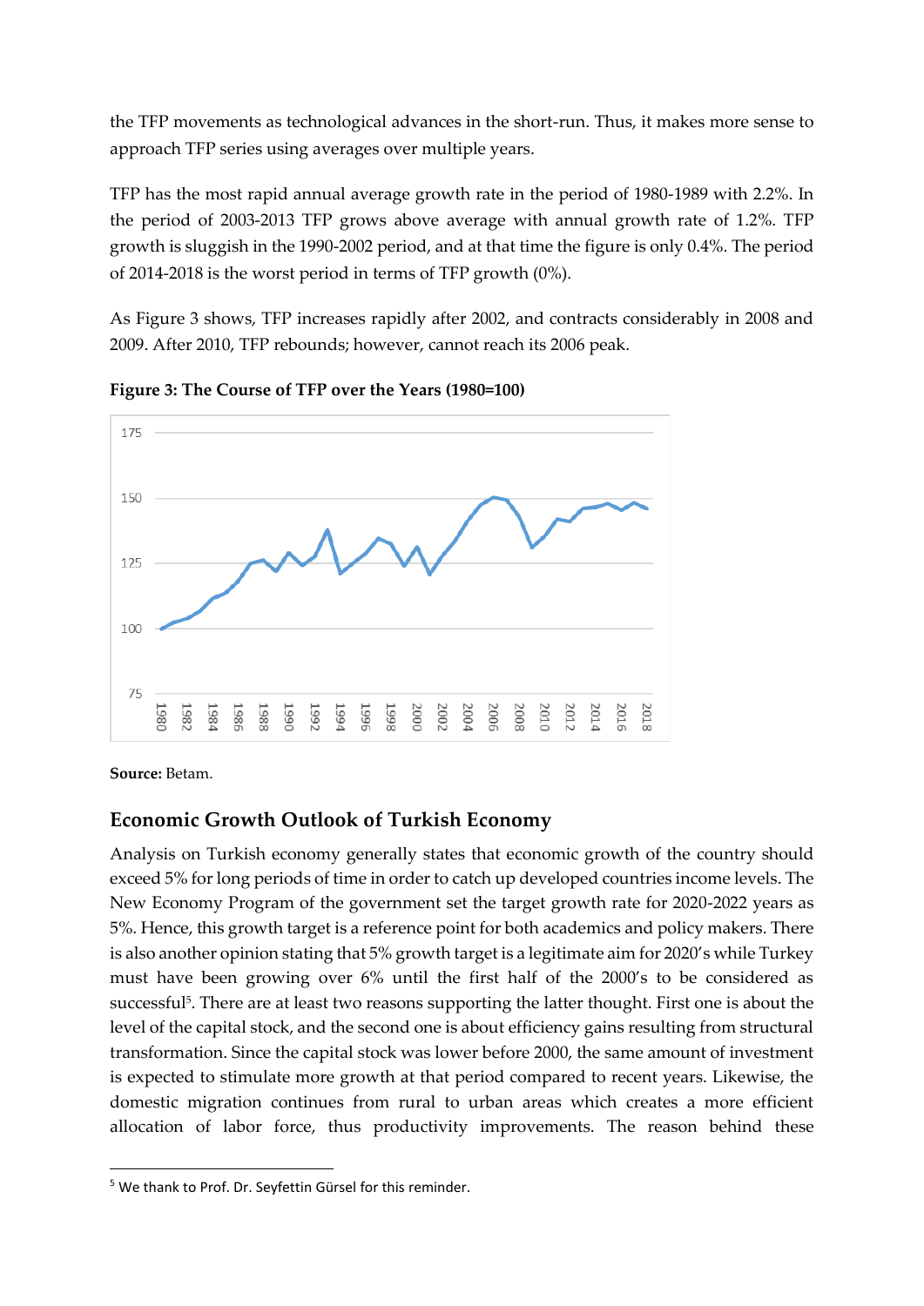the TFP movements as technological advances in the short-run. Thus, it makes more sense to approach TFP series using averages over multiple years.

TFP has the most rapid annual average growth rate in the period of 1980-1989 with 2.2%. In the period of 2003-2013 TFP grows above average with annual growth rate of 1.2%. TFP growth is sluggish in the 1990-2002 period, and at that time the figure is only 0.4%. The period of 2014-2018 is the worst period in terms of TFP growth (0%).

As Figure 3 shows, TFP increases rapidly after 2002, and contracts considerably in 2008 and 2009. After 2010, TFP rebounds; however, cannot reach its 2006 peak.

**Figure 3: The Course of TFP over the Years (1980=100)**

**Source:** Betam.

## Economic Growth Outlook of Turkish Economy

Analysis on Turkish economy generally states that economic growth of the country should exceed 5% for long periods of time in order to catch up developed countries income levels. The New Economy Program of the government set the target growth rate for 2020-2022 years as 5%. Hence, this growth target is a reference point for both academics and policy makers. There is also another opinion stating that 5% growth target is a legitimate aim for 2020's while Turkey must have been growing over 6% until the first half of the 2000's to be considered as successful[5]. There are at least two reasons supporting the latter thought. First one is about the level of the capital stock, and the second one is about efficiency gains resulting from structural transformation. Since the capital stock was lower before 2000, the same amount of investment is expected to stimulate more growth at that period compared to recent years. Likewise, the domestic migration continues from rural to urban areas which creates a more efficient allocation of labor force, thus productivity improvements. The reason behind these

[5] We thank to Prof. Dr. Seyfettin Gürsel for this reminder.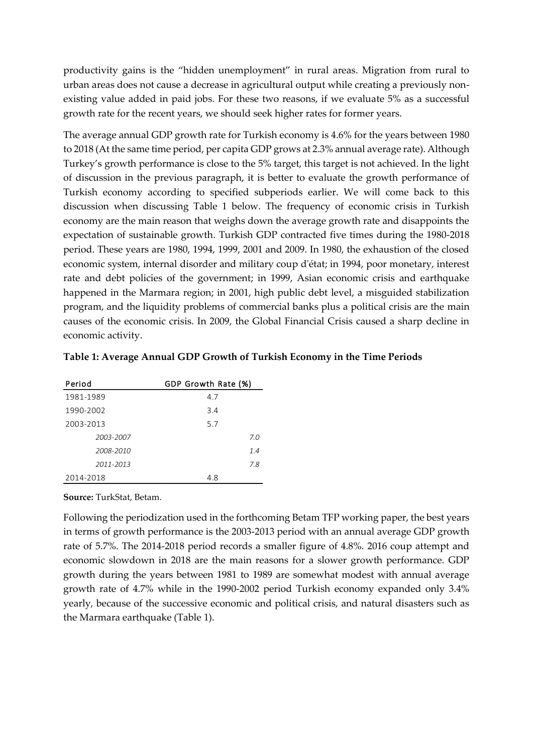productivity gains is the "hidden unemployment" in rural areas. Migration from rural to urban areas does not cause a decrease in agricultural output while creating a previously non-existing value added in paid jobs. For these two reasons, if we evaluate 5% as a successful growth rate for the recent years, we should seek higher rates for former years.

The average annual GDP growth rate for Turkish economy is 4.6% for the years between 1980 to 2018 (At the same time period, per capita GDP grows at 2.3% annual average rate). Although Turkey's growth performance is close to the 5% target, this target is not achieved. In the light of discussion in the previous paragraph, it is better to evaluate the growth performance of Turkish economy according to specified subperiods earlier. We will come back to this discussion when discussing Table 1 below. The frequency of economic crisis in Turkish economy are the main reason that weighs down the average growth rate and disappoints the expectation of sustainable growth. Turkish GDP contracted five times during the 1980-2018 period. These years are 1980, 1994, 1999, 2001 and 2009. In 1980, the exhaustion of the closed economic system, internal disorder and military coup d'état; in 1994, poor monetary, interest rate and debt policies of the government; in 1999, Asian economic crisis and earthquake happened in the Marmara region; in 2001, high public debt level, a misguided stabilization program, and the liquidity problems of commercial banks plus a political crisis are the main causes of the economic crisis. In 2009, the Global Financial Crisis caused a sharp decline in economic activity.

**Table 1: Average Annual GDP Growth of Turkish Economy in the Time Periods**

| Period | GDP Growth Rate (%) | |
|---|---|---|
| 1981-1989 | 4.7 | |
| 1990-2002 | 3.4 | |
| 2003-2013 | 5.7 | |
| *2003-2007* | | *7.0* |
| *2008-2010* | | *1.4* |
| *2011-2013* | | *7.8* |
| 2014-2018 | 4.8 | |

**Source:** TurkStat, Betam.

Following the periodization used in the forthcoming Betam TFP working paper, the best years in terms of growth performance is the 2003-2013 period with an annual average GDP growth rate of 5.7%. The 2014-2018 period records a smaller figure of 4.8%. 2016 coup attempt and economic slowdown in 2018 are the main reasons for a slower growth performance. GDP growth during the years between 1981 to 1989 are somewhat modest with annual average growth rate of 4.7% while in the 1990-2002 period Turkish economy expanded only 3.4% yearly, because of the successive economic and political crisis, and natural disasters such as the Marmara earthquake (Table 1).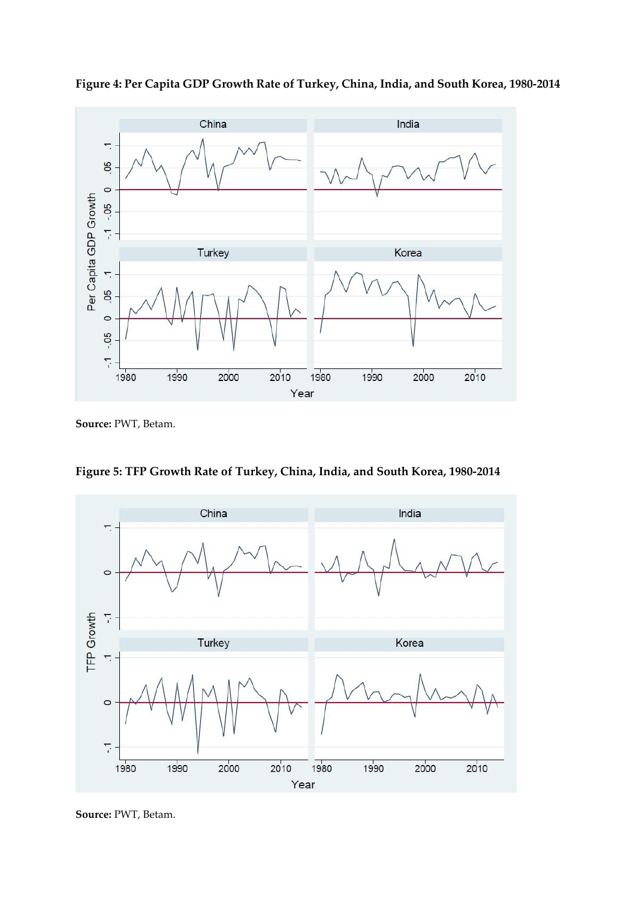**Figure 4: Per Capita GDP Growth Rate of Turkey, China, India, and South Korea, 1980-2014**

**Source:** PWT, Betam.

**Figure 5: TFP Growth Rate of Turkey, China, India, and South Korea, 1980-2014**

**Source:** PWT, Betam.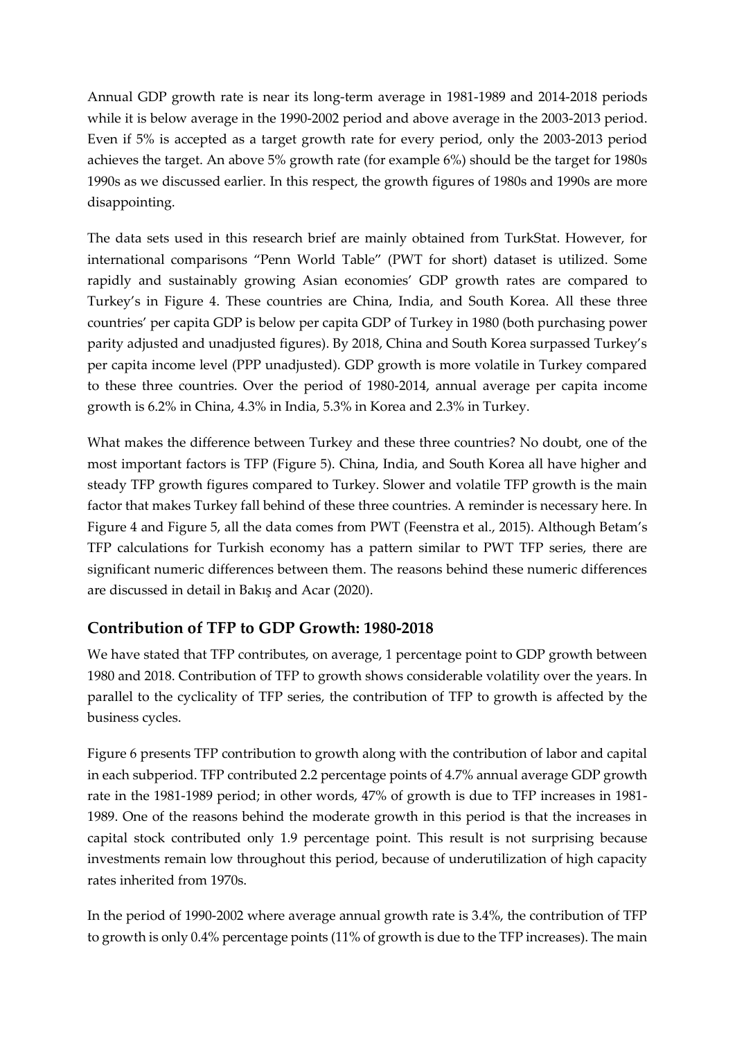Annual GDP growth rate is near its long-term average in 1981-1989 and 2014-2018 periods while it is below average in the 1990-2002 period and above average in the 2003-2013 period. Even if 5% is accepted as a target growth rate for every period, only the 2003-2013 period achieves the target. An above 5% growth rate (for example 6%) should be the target for 1980s 1990s as we discussed earlier. In this respect, the growth figures of 1980s and 1990s are more disappointing.

The data sets used in this research brief are mainly obtained from TurkStat. However, for international comparisons "Penn World Table" (PWT for short) dataset is utilized. Some rapidly and sustainably growing Asian economies' GDP growth rates are compared to Turkey's in Figure 4. These countries are China, India, and South Korea. All these three countries' per capita GDP is below per capita GDP of Turkey in 1980 (both purchasing power parity adjusted and unadjusted figures). By 2018, China and South Korea surpassed Turkey's per capita income level (PPP unadjusted). GDP growth is more volatile in Turkey compared to these three countries. Over the period of 1980-2014, annual average per capita income growth is 6.2% in China, 4.3% in India, 5.3% in Korea and 2.3% in Turkey.

What makes the difference between Turkey and these three countries? No doubt, one of the most important factors is TFP (Figure 5). China, India, and South Korea all have higher and steady TFP growth figures compared to Turkey. Slower and volatile TFP growth is the main factor that makes Turkey fall behind of these three countries. A reminder is necessary here. In Figure 4 and Figure 5, all the data comes from PWT (Feenstra et al., 2015). Although Betam's TFP calculations for Turkish economy has a pattern similar to PWT TFP series, there are significant numeric differences between them. The reasons behind these numeric differences are discussed in detail in Bakış and Acar (2020).

## Contribution of TFP to GDP Growth: 1980-2018

We have stated that TFP contributes, on average, 1 percentage point to GDP growth between 1980 and 2018. Contribution of TFP to growth shows considerable volatility over the years. In parallel to the cyclicality of TFP series, the contribution of TFP to growth is affected by the business cycles.

Figure 6 presents TFP contribution to growth along with the contribution of labor and capital in each subperiod. TFP contributed 2.2 percentage points of 4.7% annual average GDP growth rate in the 1981-1989 period; in other words, 47% of growth is due to TFP increases in 1981-1989. One of the reasons behind the moderate growth in this period is that the increases in capital stock contributed only 1.9 percentage point. This result is not surprising because investments remain low throughout this period, because of underutilization of high capacity rates inherited from 1970s.

In the period of 1990-2002 where average annual growth rate is 3.4%, the contribution of TFP to growth is only 0.4% percentage points (11% of growth is due to the TFP increases). The main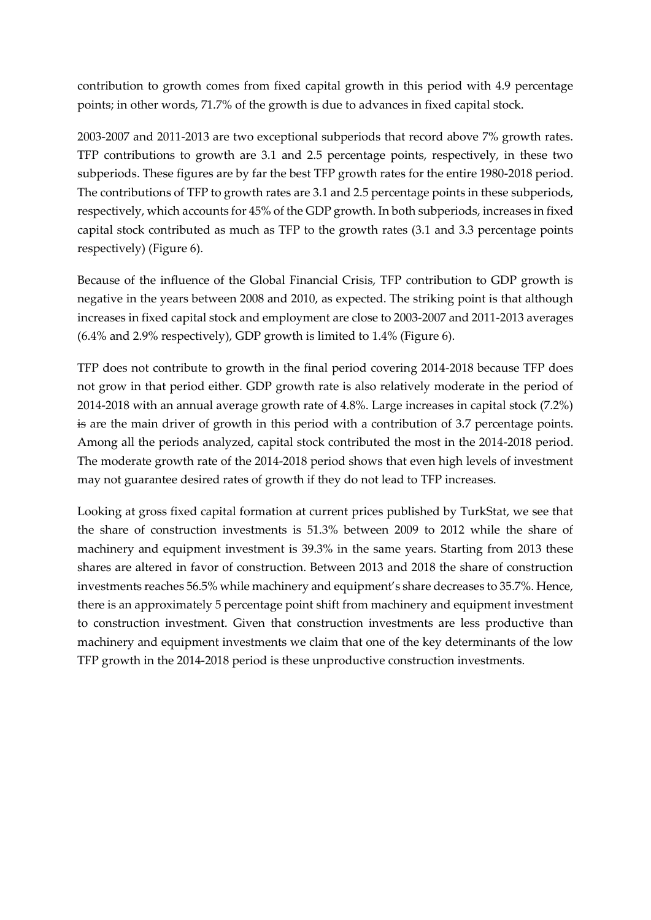contribution to growth comes from fixed capital growth in this period with 4.9 percentage points; in other words, 71.7% of the growth is due to advances in fixed capital stock.

2003-2007 and 2011-2013 are two exceptional subperiods that record above 7% growth rates. TFP contributions to growth are 3.1 and 2.5 percentage points, respectively, in these two subperiods. These figures are by far the best TFP growth rates for the entire 1980-2018 period. The contributions of TFP to growth rates are 3.1 and 2.5 percentage points in these subperiods, respectively, which accounts for 45% of the GDP growth. In both subperiods, increases in fixed capital stock contributed as much as TFP to the growth rates (3.1 and 3.3 percentage points respectively) (Figure 6).

Because of the influence of the Global Financial Crisis, TFP contribution to GDP growth is negative in the years between 2008 and 2010, as expected. The striking point is that although increases in fixed capital stock and employment are close to 2003-2007 and 2011-2013 averages (6.4% and 2.9% respectively), GDP growth is limited to 1.4% (Figure 6).

TFP does not contribute to growth in the final period covering 2014-2018 because TFP does not grow in that period either. GDP growth rate is also relatively moderate in the period of 2014-2018 with an annual average growth rate of 4.8%. Large increases in capital stock (7.2%) ~~is~~ are the main driver of growth in this period with a contribution of 3.7 percentage points. Among all the periods analyzed, capital stock contributed the most in the 2014-2018 period. The moderate growth rate of the 2014-2018 period shows that even high levels of investment may not guarantee desired rates of growth if they do not lead to TFP increases.

Looking at gross fixed capital formation at current prices published by TurkStat, we see that the share of construction investments is 51.3% between 2009 to 2012 while the share of machinery and equipment investment is 39.3% in the same years. Starting from 2013 these shares are altered in favor of construction. Between 2013 and 2018 the share of construction investments reaches 56.5% while machinery and equipment's share decreases to 35.7%. Hence, there is an approximately 5 percentage point shift from machinery and equipment investment to construction investment. Given that construction investments are less productive than machinery and equipment investments we claim that one of the key determinants of the low TFP growth in the 2014-2018 period is these unproductive construction investments.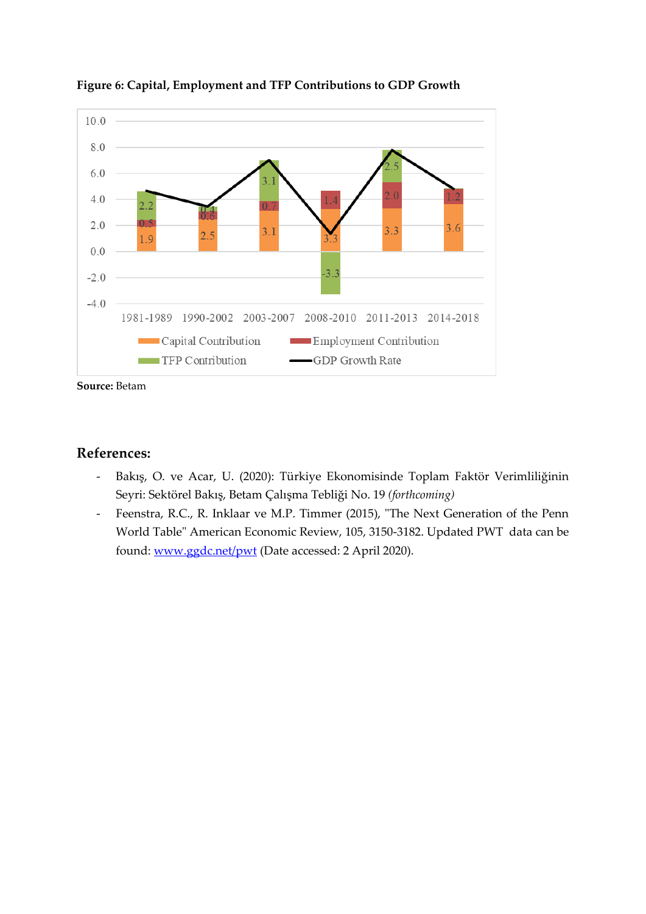**Figure 6: Capital, Employment and TFP Contributions to GDP Growth**

10.0
8.0
6.0
4.0
2.0
0.0
-2.0
-4.0

1981-1989: 1.9, 0.5, 2.2
1990-2002: 2.5, 0.6, 0.4
2003-2007: 3.1, 0.7, 3.1
2008-2010: 3.3, 1.4, -3.3
2011-2013: 3.3, 2.0, 2.5
2014-2018: 3.6, 1.2

Capital Contribution
Employment Contribution
TFP Contribution
GDP Growth Rate

**Source:** Betam

## References:

- Bakış, O. ve Acar, U. (2020): Türkiye Ekonomisinde Toplam Faktör Verimliliğinin Seyri: Sektörel Bakış, Betam Çalışma Tebliği No. 19 *(forthcoming)*
- Feenstra, R.C., R. Inklaar ve M.P. Timmer (2015), "The Next Generation of the Penn World Table" American Economic Review, 105, 3150-3182. Updated PWT data can be found: [www.ggdc.net/pwt](http://www.ggdc.net/pwt) (Date accessed: 2 April 2020).